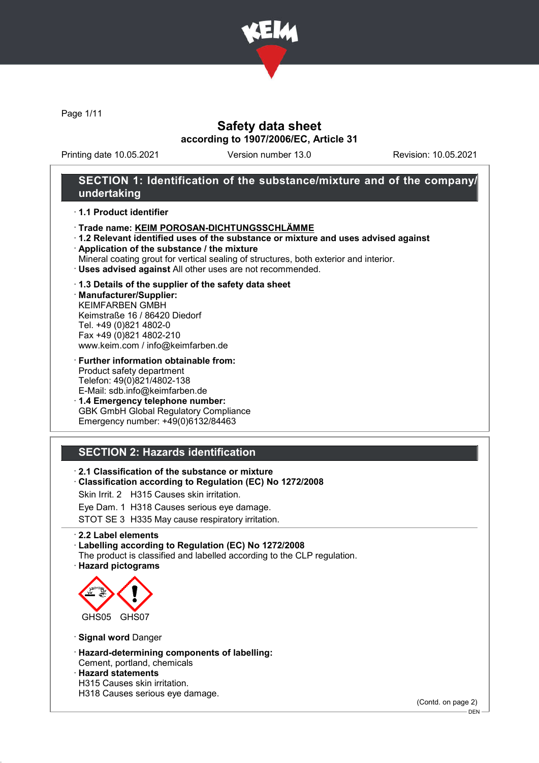# Safety data sheet
## according to 1907/2006/EC, Article 31

Printing date 10.05.2021 Version number 13.0 Revision: 10.05.2021

## SECTION 1: Identification of the substance/mixture and of the company/undertaking

· **1.1 Product identifier**

· **Trade name: KEIM POROSAN-DICHTUNGSSCHLÄMME**

· **1.2 Relevant identified uses of the substance or mixture and uses advised against**

· **Application of the substance / the mixture**
Mineral coating grout for vertical sealing of structures, both exterior and interior.

· **Uses advised against** All other uses are not recommended.

· **1.3 Details of the supplier of the safety data sheet**

· **Manufacturer/Supplier:**
KEIMFARBEN GMBH
Keimstraße 16 / 86420 Diedorf
Tel. +49 (0)821 4802-0
Fax +49 (0)821 4802-210
www.keim.com / info@keimfarben.de

· **Further information obtainable from:**
Product safety department
Telefon: 49(0)821/4802-138
E-Mail: sdb.info@keimfarben.de

· **1.4 Emergency telephone number:**
GBK GmbH Global Regulatory Compliance
Emergency number: +49(0)6132/84463

## SECTION 2: Hazards identification

· **2.1 Classification of the substance or mixture**

· **Classification according to Regulation (EC) No 1272/2008**

Skin Irrit. 2 H315 Causes skin irritation.

Eye Dam. 1 H318 Causes serious eye damage.

STOT SE 3 H335 May cause respiratory irritation.

· **2.2 Label elements**

· **Labelling according to Regulation (EC) No 1272/2008**
The product is classified and labelled according to the CLP regulation.

· **Hazard pictograms**

GHS05 GHS07

· **Signal word** Danger

· **Hazard-determining components of labelling:**
Cement, portland, chemicals

· **Hazard statements**
H315 Causes skin irritation.
H318 Causes serious eye damage.

(Contd. on page 2)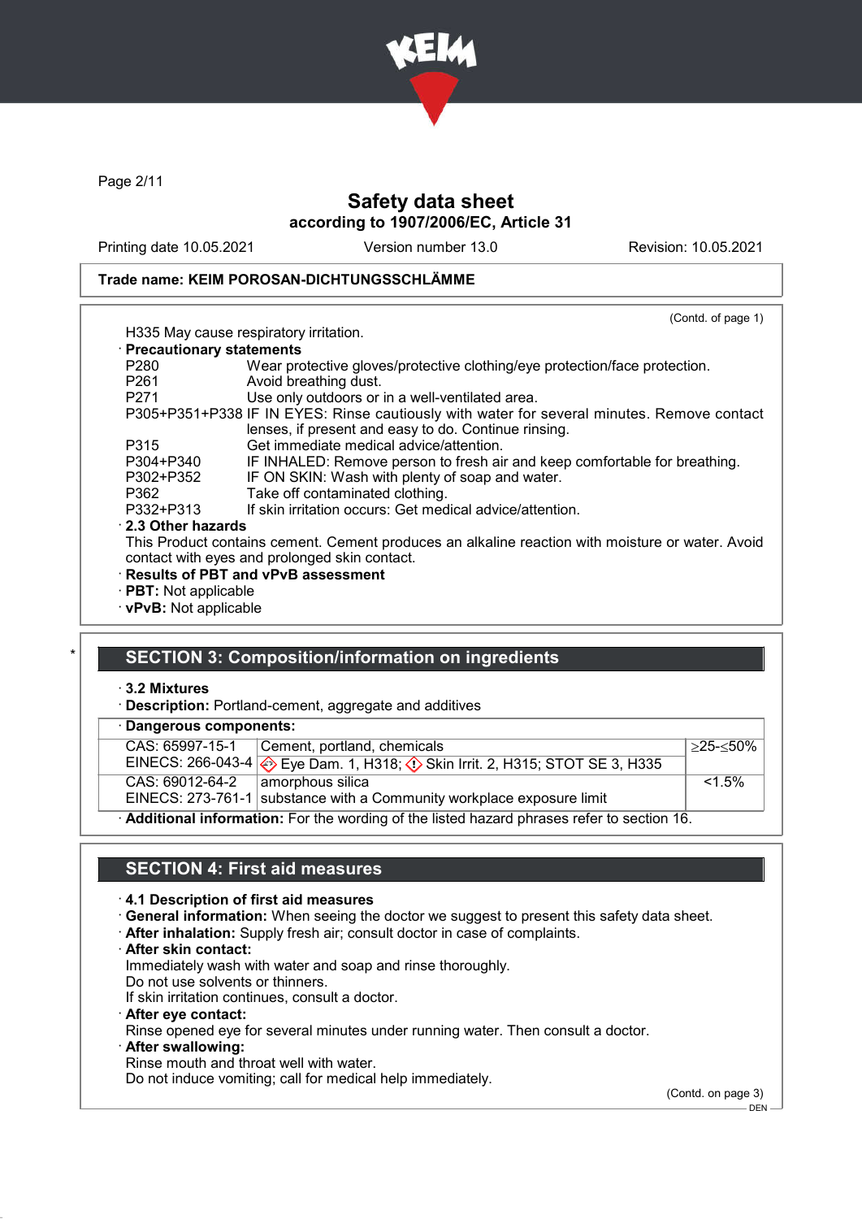**Trade name: KEIM POROSAN-DICHTUNGSSCHLÄMME**

(Contd. of page 1)

H335 May cause respiratory irritation.

· **Precautionary statements**

| | |
|---|---|
| P280 | Wear protective gloves/protective clothing/eye protection/face protection. |
| P261 | Avoid breathing dust. |
| P271 | Use only outdoors or in a well-ventilated area. |
| P305+P351+P338 | IF IN EYES: Rinse cautiously with water for several minutes. Remove contact lenses, if present and easy to do. Continue rinsing. |
| P315 | Get immediate medical advice/attention. |
| P304+P340 | IF INHALED: Remove person to fresh air and keep comfortable for breathing. |
| P302+P352 | IF ON SKIN: Wash with plenty of soap and water. |
| P362 | Take off contaminated clothing. |
| P332+P313 | If skin irritation occurs: Get medical advice/attention. |

· **2.3 Other hazards**

This Product contains cement. Cement produces an alkaline reaction with moisture or water. Avoid contact with eyes and prolonged skin contact.

· **Results of PBT and vPvB assessment**

· **PBT:** Not applicable

· **vPvB:** Not applicable

## SECTION 3: Composition/information on ingredients

· **3.2 Mixtures**

· **Description:** Portland-cement, aggregate and additives

· **Dangerous components:**

| | | |
|---|---|---|
| CAS: 65997-15-1<br>EINECS: 266-043-4 | Cement, portland, chemicals<br>Eye Dam. 1, H318; Skin Irrit. 2, H315; STOT SE 3, H335 | ≥25-≤50% |
| CAS: 69012-64-2<br>EINECS: 273-761-1 | amorphous silica<br>substance with a Community workplace exposure limit | <1.5% |

· **Additional information:** For the wording of the listed hazard phrases refer to section 16.

## SECTION 4: First aid measures

· **4.1 Description of first aid measures**

· **General information:** When seeing the doctor we suggest to present this safety data sheet.

· **After inhalation:** Supply fresh air; consult doctor in case of complaints.

· **After skin contact:**

Immediately wash with water and soap and rinse thoroughly.
Do not use solvents or thinners.
If skin irritation continues, consult a doctor.

· **After eye contact:**

Rinse opened eye for several minutes under running water. Then consult a doctor.

· **After swallowing:**

Rinse mouth and throat well with water.
Do not induce vomiting; call for medical help immediately.

(Contd. on page 3)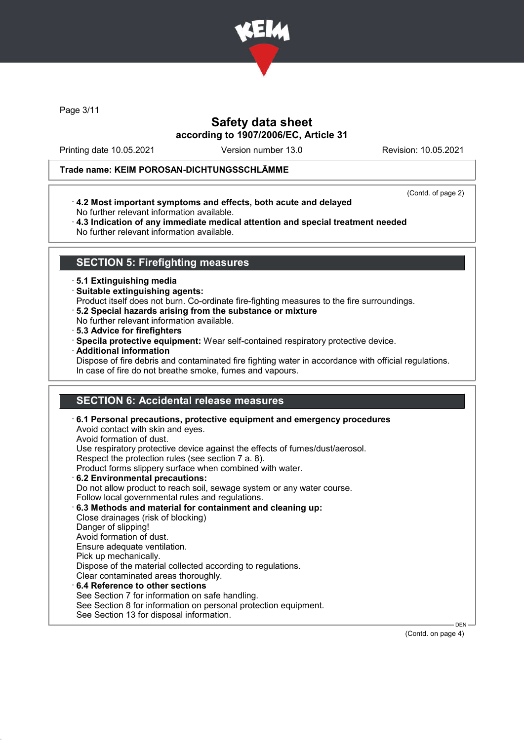Trade name: KEIM POROSAN-DICHTUNGSSCHLÄMME

(Contd. of page 2)

· **4.2 Most important symptoms and effects, both acute and delayed**
No further relevant information available.

· **4.3 Indication of any immediate medical attention and special treatment needed**
No further relevant information available.

## SECTION 5: Firefighting measures

· **5.1 Extinguishing media**

· **Suitable extinguishing agents:**
Product itself does not burn. Co-ordinate fire-fighting measures to the fire surroundings.

· **5.2 Special hazards arising from the substance or mixture**
No further relevant information available.

· **5.3 Advice for firefighters**

· **Specila protective equipment:** Wear self-contained respiratory protective device.

· **Additional information**
Dispose of fire debris and contaminated fire fighting water in accordance with official regulations.
In case of fire do not breathe smoke, fumes and vapours.

## SECTION 6: Accidental release measures

· **6.1 Personal precautions, protective equipment and emergency procedures**
Avoid contact with skin and eyes.
Avoid formation of dust.
Use respiratory protective device against the effects of fumes/dust/aerosol.
Respect the protection rules (see section 7 a. 8).
Product forms slippery surface when combined with water.

· **6.2 Environmental precautions:**
Do not allow product to reach soil, sewage system or any water course.
Follow local governmental rules and regulations.

· **6.3 Methods and material for containment and cleaning up:**
Close drainages (risk of blocking)
Danger of slipping!
Avoid formation of dust.
Ensure adequate ventilation.
Pick up mechanically.
Dispose of the material collected according to regulations.
Clear contaminated areas thoroughly.

· **6.4 Reference to other sections**
See Section 7 for information on safe handling.
See Section 8 for information on personal protection equipment.
See Section 13 for disposal information.

(Contd. on page 4)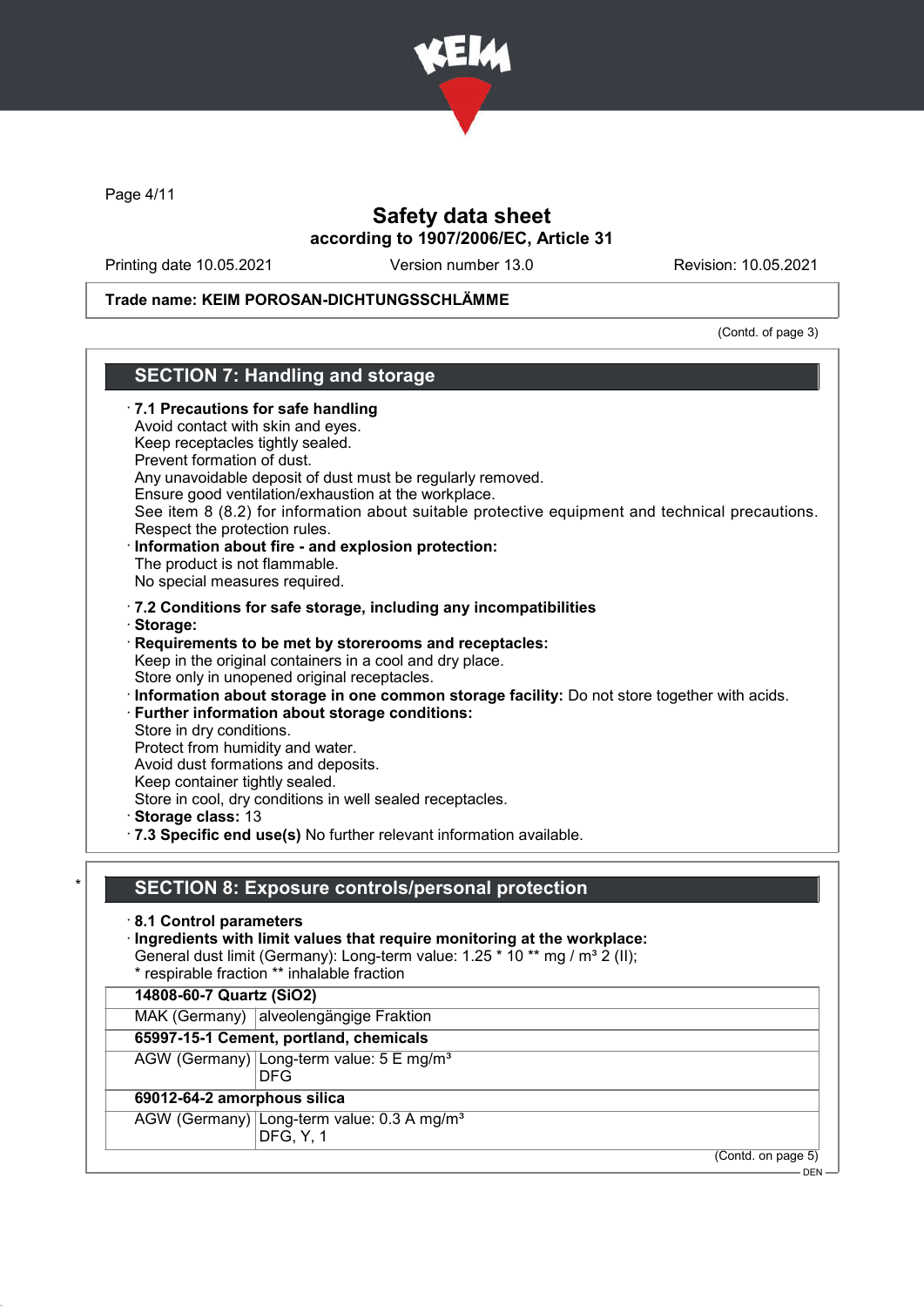Trade name: KEIM POROSAN-DICHTUNGSSCHLÄMME

(Contd. of page 3)

## SECTION 7: Handling and storage

· **7.1 Precautions for safe handling**
Avoid contact with skin and eyes.
Keep receptacles tightly sealed.
Prevent formation of dust.
Any unavoidable deposit of dust must be regularly removed.
Ensure good ventilation/exhaustion at the workplace.
See item 8 (8.2) for information about suitable protective equipment and technical precautions.
Respect the protection rules.
· **Information about fire - and explosion protection:**
The product is not flammable.
No special measures required.

· **7.2 Conditions for safe storage, including any incompatibilities**
· **Storage:**
· **Requirements to be met by storerooms and receptacles:**
Keep in the original containers in a cool and dry place.
Store only in unopened original receptacles.
· **Information about storage in one common storage facility:** Do not store together with acids.
· **Further information about storage conditions:**
Store in dry conditions.
Protect from humidity and water.
Avoid dust formations and deposits.
Keep container tightly sealed.
Store in cool, dry conditions in well sealed receptacles.
· **Storage class:** 13
· **7.3 Specific end use(s)** No further relevant information available.

## SECTION 8: Exposure controls/personal protection

· **8.1 Control parameters**
· **Ingredients with limit values that require monitoring at the workplace:**
General dust limit (Germany): Long-term value: 1.25 * 10 ** mg / m³ 2 (II);
* respirable fraction ** inhalable fraction

| **14808-60-7 Quartz ($SiO_2$)** | |
|---|---|
| MAK (Germany) | alveolengängige Fraktion |
| **65997-15-1 Cement, portland, chemicals** | |
| AGW (Germany) | Long-term value: 5 E mg/m³<br>DFG |
| **69012-64-2 amorphous silica** | |
| AGW (Germany) | Long-term value: 0.3 A mg/m³<br>DFG, Y, 1 |

(Contd. on page 5)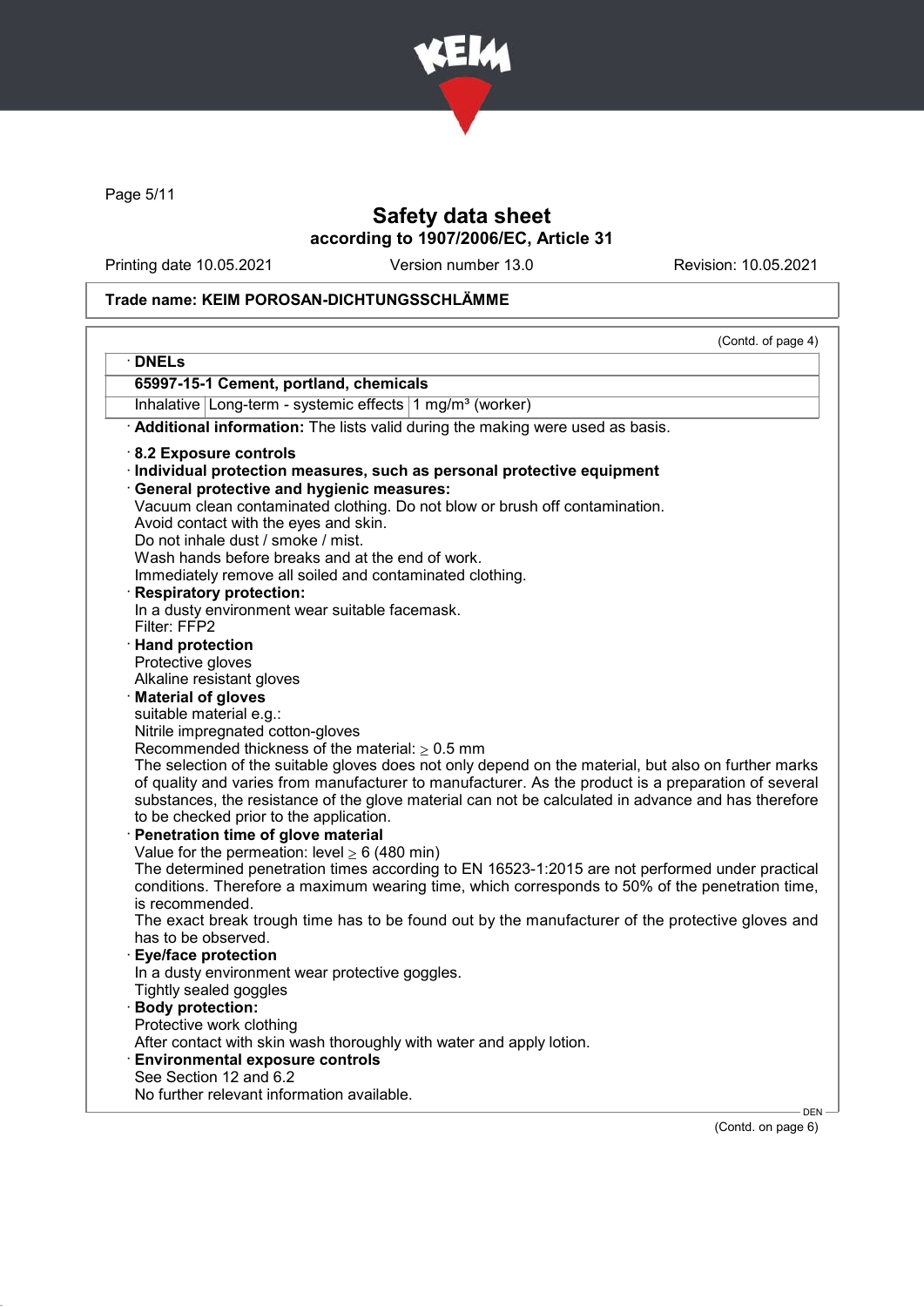**Trade name: KEIM POROSAN-DICHTUNGSSCHLÄMME**

(Contd. of page 4)

· **DNELs**

| 65997-15-1 Cement, portland, chemicals | | |
|---|---|---|
| Inhalative | Long-term - systemic effects | 1 mg/m³ (worker) |

· **Additional information:** The lists valid during the making were used as basis.

· **8.2 Exposure controls**
· **Individual protection measures, such as personal protective equipment**
· **General protective and hygienic measures:**
Vacuum clean contaminated clothing. Do not blow or brush off contamination.
Avoid contact with the eyes and skin.
Do not inhale dust / smoke / mist.
Wash hands before breaks and at the end of work.
Immediately remove all soiled and contaminated clothing.
· **Respiratory protection:**
In a dusty environment wear suitable facemask.
Filter: FFP2
· **Hand protection**
Protective gloves
Alkaline resistant gloves
· **Material of gloves**
suitable material e.g.:
Nitrile impregnated cotton-gloves
Recommended thickness of the material: ≥ 0.5 mm
The selection of the suitable gloves does not only depend on the material, but also on further marks of quality and varies from manufacturer to manufacturer. As the product is a preparation of several substances, the resistance of the glove material can not be calculated in advance and has therefore to be checked prior to the application.
· **Penetration time of glove material**
Value for the permeation: level ≥ 6 (480 min)
The determined penetration times according to EN 16523-1:2015 are not performed under practical conditions. Therefore a maximum wearing time, which corresponds to 50% of the penetration time, is recommended.
The exact break trough time has to be found out by the manufacturer of the protective gloves and has to be observed.
· **Eye/face protection**
In a dusty environment wear protective goggles.
Tightly sealed goggles
· **Body protection:**
Protective work clothing
After contact with skin wash thoroughly with water and apply lotion.
· **Environmental exposure controls**
See Section 12 and 6.2
No further relevant information available.

(Contd. on page 6)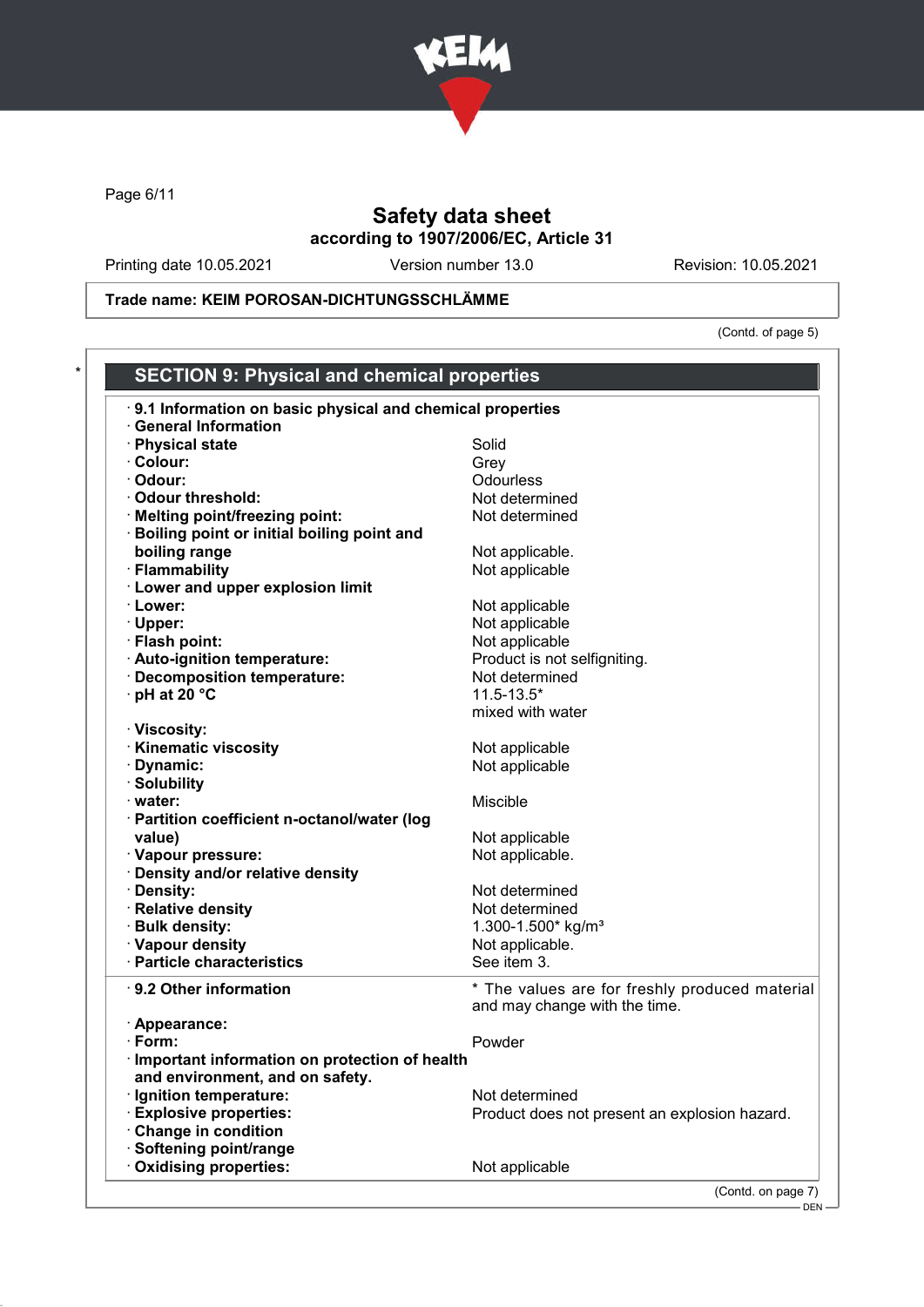Safety data sheet
according to 1907/2006/EC, Article 31

Printing date 10.05.2021 Version number 13.0 Revision: 10.05.2021

**Trade name: KEIM POROSAN-DICHTUNGSSCHLÄMME**

(Contd. of page 5)

## SECTION 9: Physical and chemical properties

| | |
|---|---|
| **· 9.1 Information on basic physical and chemical properties** | |
| **· General Information** | |
| **· Physical state** | Solid |
| **· Colour:** | Grey |
| **· Odour:** | Odourless |
| **· Odour threshold:** | Not determined |
| **· Melting point/freezing point:** | Not determined |
| **· Boiling point or initial boiling point and boiling range** | Not applicable. |
| **· Flammability** | Not applicable |
| **· Lower and upper explosion limit** | |
| **· Lower:** | Not applicable |
| **· Upper:** | Not applicable |
| **· Flash point:** | Not applicable |
| **· Auto-ignition temperature:** | Product is not selfigniting. |
| **· Decomposition temperature:** | Not determined |
| **· pH at 20 °C** | 11.5-13.5* mixed with water |
| **· Viscosity:** | |
| **· Kinematic viscosity** | Not applicable |
| **· Dynamic:** | Not applicable |
| **· Solubility** | |
| **· water:** | Miscible |
| **· Partition coefficient n-octanol/water (log value)** | Not applicable |
| **· Vapour pressure:** | Not applicable. |
| **· Density and/or relative density** | |
| **· Density:** | Not determined |
| **· Relative density** | Not determined |
| **· Bulk density:** | 1.300-1.500* kg/m³ |
| **· Vapour density** | Not applicable. |
| **· Particle characteristics** | See item 3. |
| **· 9.2 Other information** | * The values are for freshly produced material and may change with the time. |
| **· Appearance:** | |
| **· Form:** | Powder |
| **· Important information on protection of health and environment, and on safety.** | |
| **· Ignition temperature:** | Not determined |
| **· Explosive properties:** | Product does not present an explosion hazard. |
| **· Change in condition** | |
| **· Softening point/range** | |
| **· Oxidising properties:** | Not applicable |

(Contd. on page 7)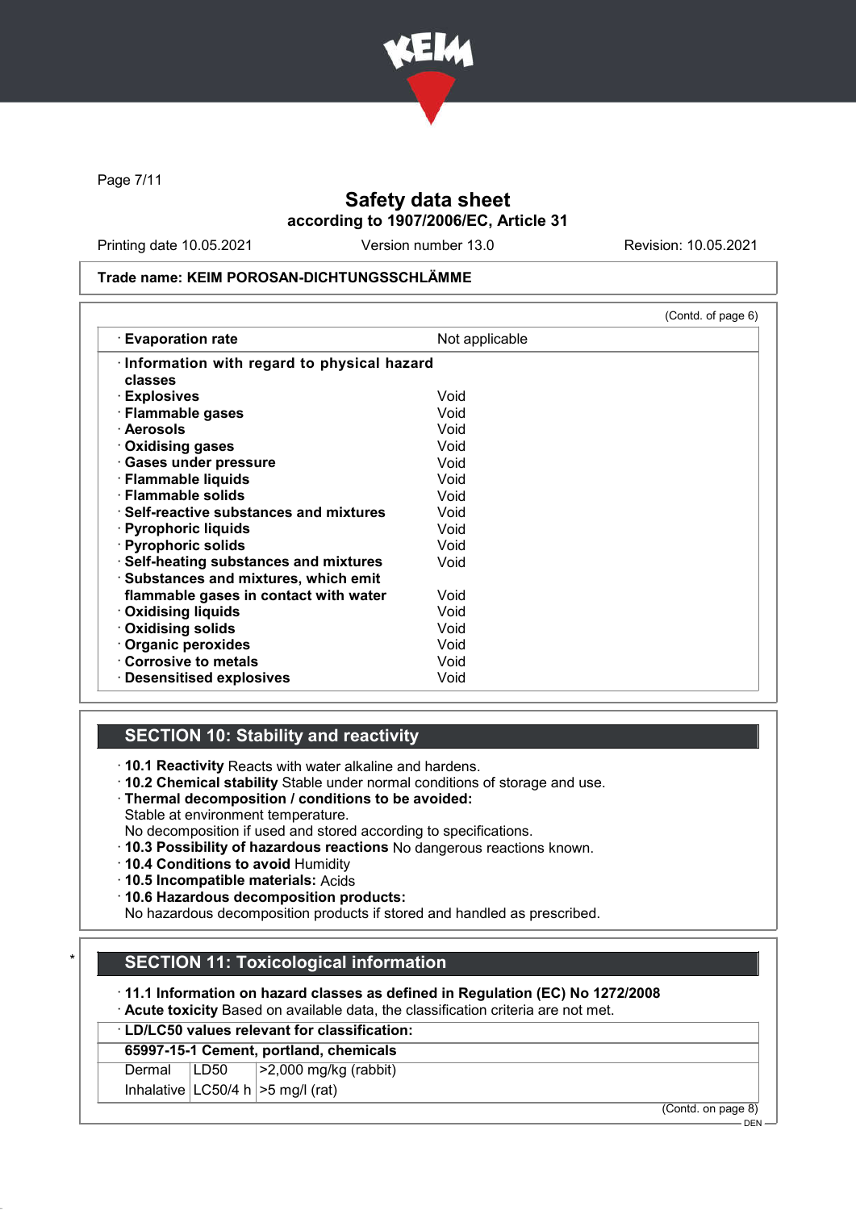**Trade name: KEIM POROSAN-DICHTUNGSSCHLÄMME**

(Contd. of page 6)

| | |
|---|---|
| · **Evaporation rate** | Not applicable |
| · **Information with regard to physical hazard classes** | |
| · **Explosives** | Void |
| · **Flammable gases** | Void |
| · **Aerosols** | Void |
| · **Oxidising gases** | Void |
| · **Gases under pressure** | Void |
| · **Flammable liquids** | Void |
| · **Flammable solids** | Void |
| · **Self-reactive substances and mixtures** | Void |
| · **Pyrophoric liquids** | Void |
| · **Pyrophoric solids** | Void |
| · **Self-heating substances and mixtures** | Void |
| · **Substances and mixtures, which emit flammable gases in contact with water** | Void |
| · **Oxidising liquids** | Void |
| · **Oxidising solids** | Void |
| · **Organic peroxides** | Void |
| · **Corrosive to metals** | Void |
| · **Desensitised explosives** | Void |

## SECTION 10: Stability and reactivity

· **10.1 Reactivity** Reacts with water alkaline and hardens.
· **10.2 Chemical stability** Stable under normal conditions of storage and use.
· **Thermal decomposition / conditions to be avoided:**
Stable at environment temperature.
No decomposition if used and stored according to specifications.
· **10.3 Possibility of hazardous reactions** No dangerous reactions known.
· **10.4 Conditions to avoid** Humidity
· **10.5 Incompatible materials:** Acids
· **10.6 Hazardous decomposition products:**
No hazardous decomposition products if stored and handled as prescribed.

## SECTION 11: Toxicological information

· **11.1 Information on hazard classes as defined in Regulation (EC) No 1272/2008**
· **Acute toxicity** Based on available data, the classification criteria are not met.

| · **LD/LC50 values relevant for classification:** | | |
|---|---|---|
| **65997-15-1 Cement, portland, chemicals** | | |
| Dermal | LD50 | >2,000 mg/kg (rabbit) |
| Inhalative | LC50/4 h | >5 mg/l (rat) |

(Contd. on page 8)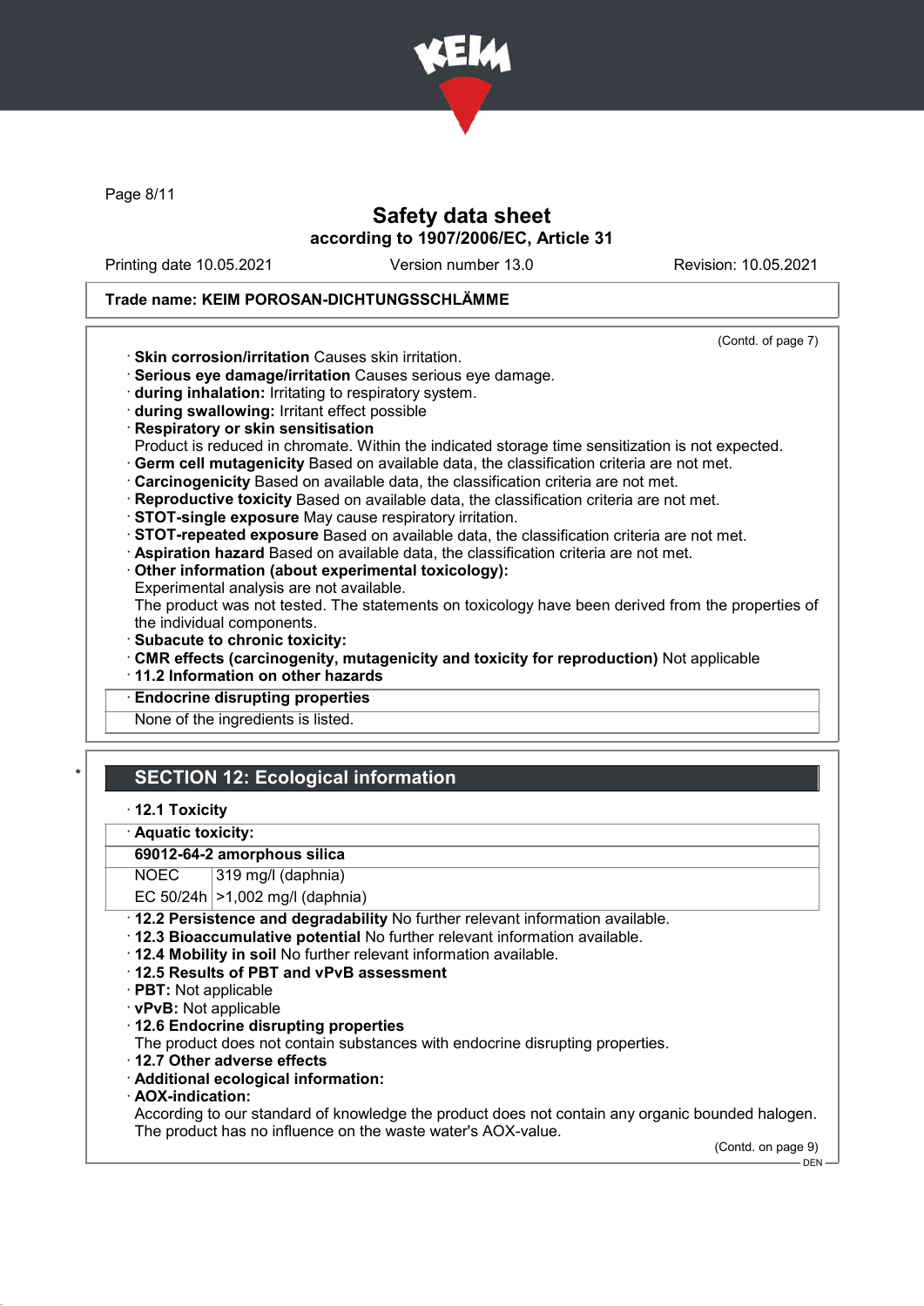Safety data sheet
according to 1907/2006/EC, Article 31

Printing date 10.05.2021 | Version number 13.0 | Revision: 10.05.2021

**Trade name: KEIM POROSAN-DICHTUNGSSCHLÄMME**

(Contd. of page 7)

· **Skin corrosion/irritation** Causes skin irritation.
· **Serious eye damage/irritation** Causes serious eye damage.
· **during inhalation:** Irritating to respiratory system.
· **during swallowing:** Irritant effect possible
· **Respiratory or skin sensitisation**
Product is reduced in chromate. Within the indicated storage time sensitization is not expected.
· **Germ cell mutagenicity** Based on available data, the classification criteria are not met.
· **Carcinogenicity** Based on available data, the classification criteria are not met.
· **Reproductive toxicity** Based on available data, the classification criteria are not met.
· **STOT-single exposure** May cause respiratory irritation.
· **STOT-repeated exposure** Based on available data, the classification criteria are not met.
· **Aspiration hazard** Based on available data, the classification criteria are not met.
· **Other information (about experimental toxicology):**
Experimental analysis are not available.
The product was not tested. The statements on toxicology have been derived from the properties of the individual components.
· **Subacute to chronic toxicity:**
· **CMR effects (carcinogenity, mutagenicity and toxicity for reproduction)** Not applicable
· **11.2 Information on other hazards**
· **Endocrine disrupting properties**
None of the ingredients is listed.

## SECTION 12: Ecological information

· **12.1 Toxicity**

· **Aquatic toxicity:**

| **69012-64-2 amorphous silica** | |
|---|---|
| NOEC | 319 mg/l (daphnia) |
| EC 50/24h | >1,002 mg/l (daphnia) |

· **12.2 Persistence and degradability** No further relevant information available.
· **12.3 Bioaccumulative potential** No further relevant information available.
· **12.4 Mobility in soil** No further relevant information available.
· **12.5 Results of PBT and vPvB assessment**
· **PBT:** Not applicable
· **vPvB:** Not applicable
· **12.6 Endocrine disrupting properties**
The product does not contain substances with endocrine disrupting properties.
· **12.7 Other adverse effects**
· **Additional ecological information:**
· **AOX-indication:**
According to our standard of knowledge the product does not contain any organic bounded halogen. The product has no influence on the waste water's AOX-value.

(Contd. on page 9)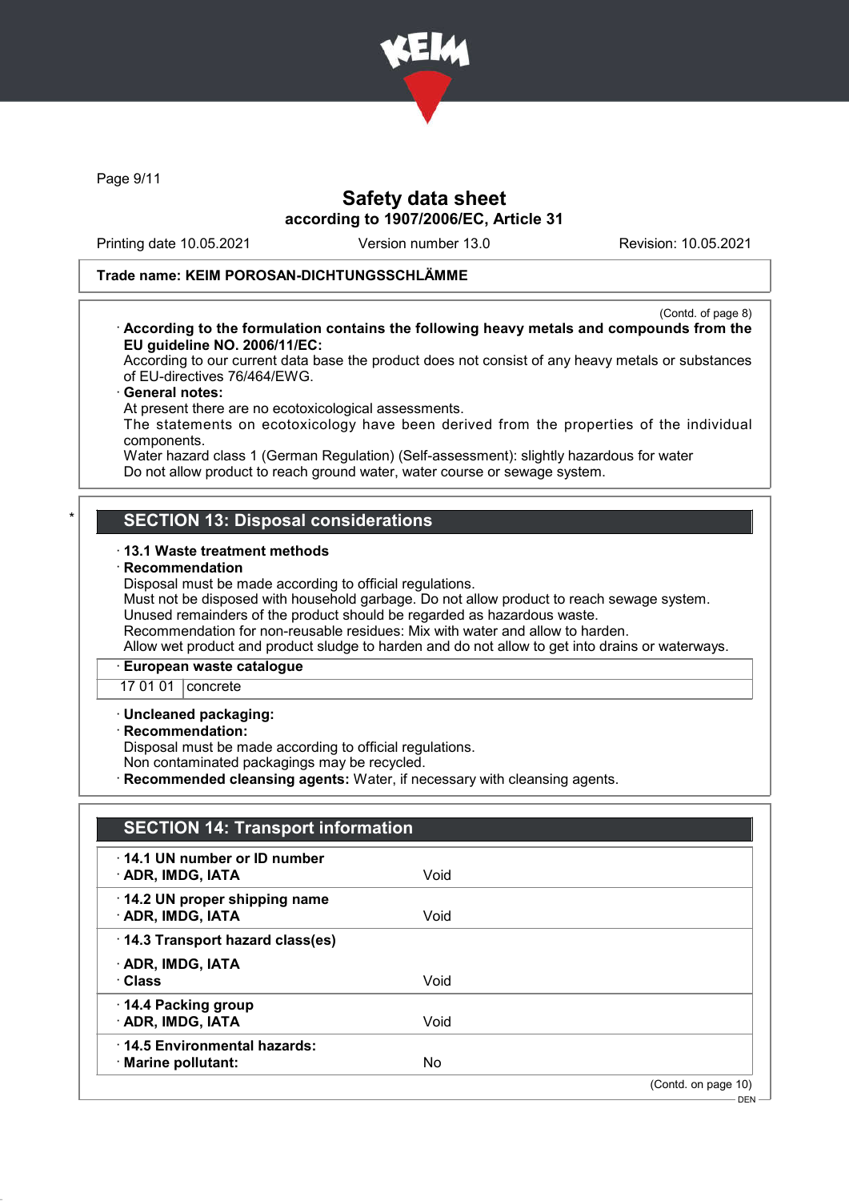**Trade name: KEIM POROSAN-DICHTUNGSSCHLÄMME**

(Contd. of page 8)

· **According to the formulation contains the following heavy metals and compounds from the EU guideline NO. 2006/11/EC:**
According to our current data base the product does not consist of any heavy metals or substances of EU-directives 76/464/EWG.

· **General notes:**
At present there are no ecotoxicological assessments.
The statements on ecotoxicology have been derived from the properties of the individual components.
Water hazard class 1 (German Regulation) (Self-assessment): slightly hazardous for water
Do not allow product to reach ground water, water course or sewage system.

## SECTION 13: Disposal considerations

· **13.1 Waste treatment methods**
· **Recommendation**
Disposal must be made according to official regulations.
Must not be disposed with household garbage. Do not allow product to reach sewage system.
Unused remainders of the product should be regarded as hazardous waste.
Recommendation for non-reusable residues: Mix with water and allow to harden.
Allow wet product and product sludge to harden and do not allow to get into drains or waterways.

| · **European waste catalogue** | |
|---|---|
| 17 01 01 | concrete |

· **Uncleaned packaging:**
· **Recommendation:**
Disposal must be made according to official regulations.
Non contaminated packagings may be recycled.
· **Recommended cleansing agents:** Water, if necessary with cleansing agents.

## SECTION 14: Transport information

| | |
|---|---|
| · **14.1 UN number or ID number** | |
| · **ADR, IMDG, IATA** | Void |
| · **14.2 UN proper shipping name** | |
| · **ADR, IMDG, IATA** | Void |
| · **14.3 Transport hazard class(es)** | |
| · **ADR, IMDG, IATA** | |
| · **Class** | Void |
| · **14.4 Packing group** | |
| · **ADR, IMDG, IATA** | Void |
| · **14.5 Environmental hazards:** | |
| · **Marine pollutant:** | No |

(Contd. on page 10)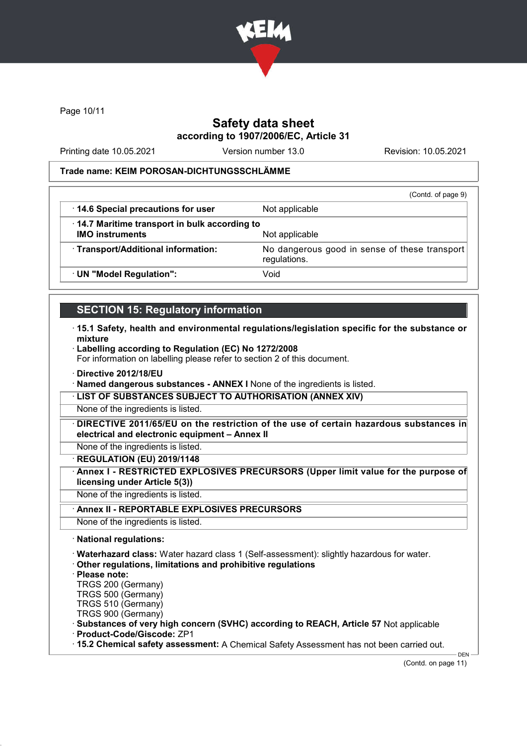**Trade name: KEIM POROSAN-DICHTUNGSSCHLÄMME**

(Contd. of page 9)

| | |
|---|---|
| · **14.6 Special precautions for user** | Not applicable |
| · **14.7 Maritime transport in bulk according to IMO instruments** | Not applicable |
| · **Transport/Additional information:** | No dangerous good in sense of these transport regulations. |
| · **UN "Model Regulation":** | Void |

## SECTION 15: Regulatory information

· **15.1 Safety, health and environmental regulations/legislation specific for the substance or mixture**

· **Labelling according to Regulation (EC) No 1272/2008**
For information on labelling please refer to section 2 of this document.

· **Directive 2012/18/EU**

· **Named dangerous substances - ANNEX I** None of the ingredients is listed.

· **LIST OF SUBSTANCES SUBJECT TO AUTHORISATION (ANNEX XIV)**
None of the ingredients is listed.

· **DIRECTIVE 2011/65/EU on the restriction of the use of certain hazardous substances in electrical and electronic equipment – Annex II**
None of the ingredients is listed.

· **REGULATION (EU) 2019/1148**

· **Annex I - RESTRICTED EXPLOSIVES PRECURSORS (Upper limit value for the purpose of licensing under Article 5(3))**
None of the ingredients is listed.

· **Annex II - REPORTABLE EXPLOSIVES PRECURSORS**
None of the ingredients is listed.

· **National regulations:**

· **Waterhazard class:** Water hazard class 1 (Self-assessment): slightly hazardous for water.

· **Other regulations, limitations and prohibitive regulations**

· **Please note:**
TRGS 200 (Germany)
TRGS 500 (Germany)
TRGS 510 (Germany)
TRGS 900 (Germany)

· **Substances of very high concern (SVHC) according to REACH, Article 57** Not applicable

· **Product-Code/Giscode:** ZP1

· **15.2 Chemical safety assessment:** A Chemical Safety Assessment has not been carried out.

(Contd. on page 11)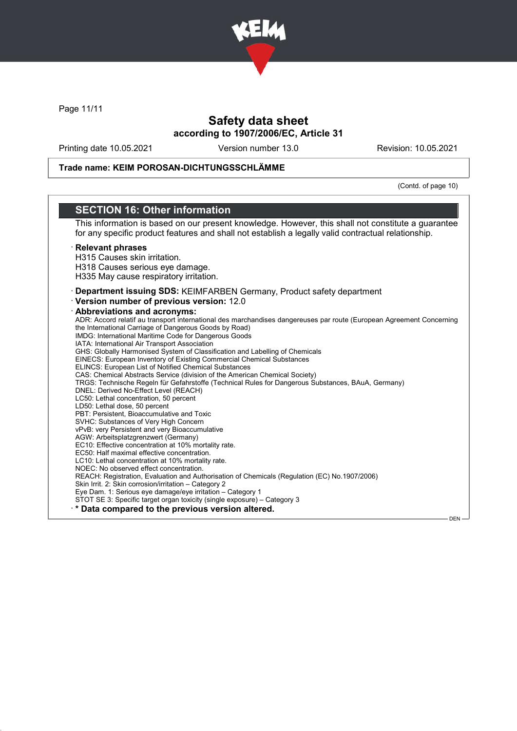# Safety data sheet
## according to 1907/2006/EC, Article 31

Printing date 10.05.2021 Version number 13.0 Revision: 10.05.2021

**Trade name: KEIM POROSAN-DICHTUNGSSCHLÄMME**

(Contd. of page 10)

## SECTION 16: Other information

This information is based on our present knowledge. However, this shall not constitute a guarantee for any specific product features and shall not establish a legally valid contractual relationship.

· **Relevant phrases**
H315 Causes skin irritation.
H318 Causes serious eye damage.
H335 May cause respiratory irritation.

· **Department issuing SDS:** KEIMFARBEN Germany, Product safety department
· **Version number of previous version:** 12.0
· **Abbreviations and acronyms:**
ADR: Accord relatif au transport international des marchandises dangereuses par route (European Agreement Concerning the International Carriage of Dangerous Goods by Road)
IMDG: International Maritime Code for Dangerous Goods
IATA: International Air Transport Association
GHS: Globally Harmonised System of Classification and Labelling of Chemicals
EINECS: European Inventory of Existing Commercial Chemical Substances
ELINCS: European List of Notified Chemical Substances
CAS: Chemical Abstracts Service (division of the American Chemical Society)
TRGS: Technische Regeln für Gefahrstoffe (Technical Rules for Dangerous Substances, BAuA, Germany)
DNEL: Derived No-Effect Level (REACH)
LC50: Lethal concentration, 50 percent
LD50: Lethal dose, 50 percent
PBT: Persistent, Bioaccumulative and Toxic
SVHC: Substances of Very High Concern
vPvB: very Persistent and very Bioaccumulative
AGW: Arbeitsplatzgrenzwert (Germany)
EC10: Effective concentration at 10% mortality rate.
EC50: Half maximal effective concentration.
LC10: Lethal concentration at 10% mortality rate.
NOEC: No observed effect concentration.
REACH: Registration, Evaluation and Authorisation of Chemicals (Regulation (EC) No.1907/2006)
Skin Irrit. 2: Skin corrosion/irritation – Category 2
Eye Dam. 1: Serious eye damage/eye irritation – Category 1
STOT SE 3: Specific target organ toxicity (single exposure) – Category 3

· **\* Data compared to the previous version altered.**

DEN